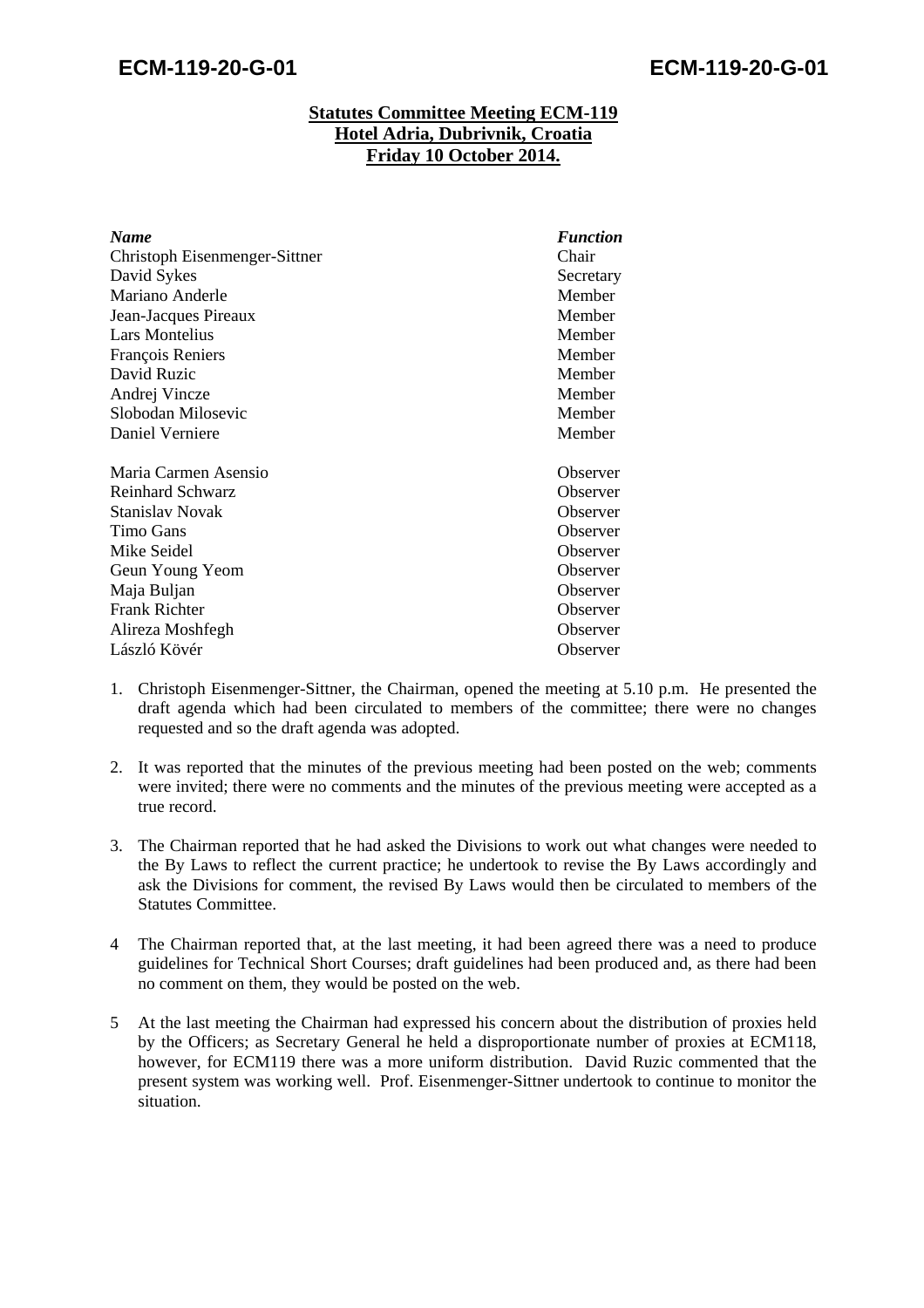**Statutes Committee Meeting ECM-119**
**Hotel Adria, Dubrivnik, Croatia**
**Friday 10 October 2014.**

| ***Name*** | ***Function*** |
|---|---|
| Christoph Eisenmenger-Sittner | Chair |
| David Sykes | Secretary |
| Mariano Anderle | Member |
| Jean-Jacques Pireaux | Member |
| Lars Montelius | Member |
| François Reniers | Member |
| David Ruzic | Member |
| Andrej Vincze | Member |
| Slobodan Milosevic | Member |
| Daniel Verniere | Member |
| | |
| Maria Carmen Asensio | Observer |
| Reinhard Schwarz | Observer |
| Stanislav Novak | Observer |
| Timo Gans | Observer |
| Mike Seidel | Observer |
| Geun Young Yeom | Observer |
| Maja Buljan | Observer |
| Frank Richter | Observer |
| Alireza Moshfegh | Observer |
| László Kövér | Observer |

1. Christoph Eisenmenger-Sittner, the Chairman, opened the meeting at 5.10 p.m. He presented the draft agenda which had been circulated to members of the committee; there were no changes requested and so the draft agenda was adopted.

2. It was reported that the minutes of the previous meeting had been posted on the web; comments were invited; there were no comments and the minutes of the previous meeting were accepted as a true record.

3. The Chairman reported that he had asked the Divisions to work out what changes were needed to the By Laws to reflect the current practice; he undertook to revise the By Laws accordingly and ask the Divisions for comment, the revised By Laws would then be circulated to members of the Statutes Committee.

4 The Chairman reported that, at the last meeting, it had been agreed there was a need to produce guidelines for Technical Short Courses; draft guidelines had been produced and, as there had been no comment on them, they would be posted on the web.

5 At the last meeting the Chairman had expressed his concern about the distribution of proxies held by the Officers; as Secretary General he held a disproportionate number of proxies at ECM118, however, for ECM119 there was a more uniform distribution. David Ruzic commented that the present system was working well. Prof. Eisenmenger-Sittner undertook to continue to monitor the situation.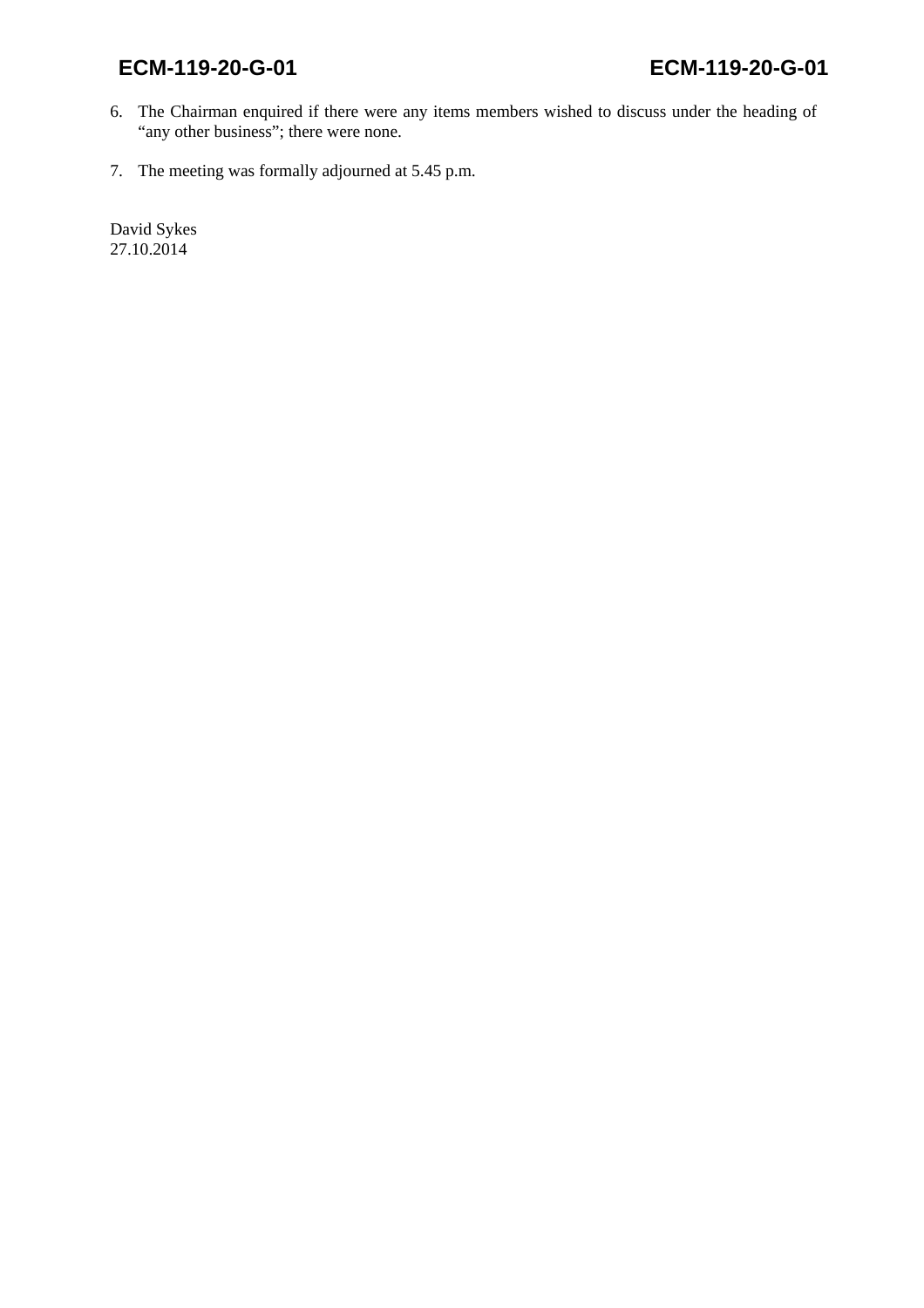6. The Chairman enquired if there were any items members wished to discuss under the heading of "any other business"; there were none.

7. The meeting was formally adjourned at 5.45 p.m.

David Sykes
27.10.2014